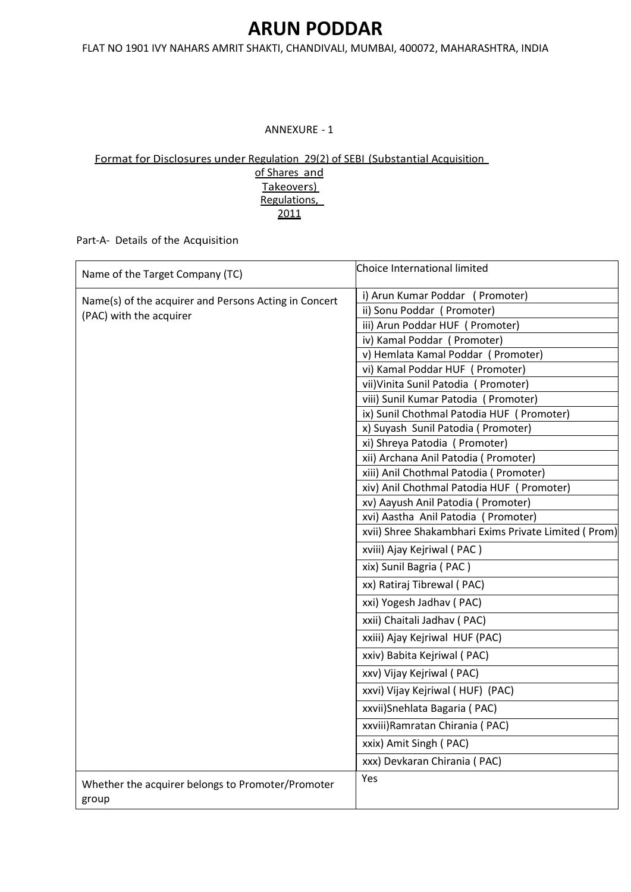# ARUN PODDAR

FLAT NO 1901 IVY NAHARS AMRIT SHAKTI, CHANDIVALI, MUMBAI, 400072, MAHARASHTRA, INDIA

ANNEXURE - 1

Format for Disclosures under Regulation 29(2) of SEBI (Substantial Acquisition of Shares and Takeovers) Regulations, 2011

Part-A- Details of the Acquisition

| | |
|---|---|
| Name of the Target Company (TC) | Choice International limited |
| Name(s) of the acquirer and Persons Acting in Concert (PAC) with the acquirer | i) Arun Kumar Poddar ( Promoter) |
| | ii) Sonu Poddar ( Promoter) |
| | iii) Arun Poddar HUF ( Promoter) |
| | iv) Kamal Poddar ( Promoter) |
| | v) Hemlata Kamal Poddar ( Promoter) |
| | vi) Kamal Poddar HUF ( Promoter) |
| | vii)Vinita Sunil Patodia ( Promoter) |
| | viii) Sunil Kumar Patodia ( Promoter) |
| | ix) Sunil Chothmal Patodia HUF ( Promoter) |
| | x) Suyash Sunil Patodia ( Promoter) |
| | xi) Shreya Patodia ( Promoter) |
| | xii) Archana Anil Patodia ( Promoter) |
| | xiii) Anil Chothmal Patodia ( Promoter) |
| | xiv) Anil Chothmal Patodia HUF ( Promoter) |
| | xv) Aayush Anil Patodia ( Promoter) |
| | xvi) Aastha Anil Patodia ( Promoter) |
| | xvii) Shree Shakambhari Exims Private Limited ( Prom) |
| | xviii) Ajay Kejriwal ( PAC ) |
| | xix) Sunil Bagria ( PAC ) |
| | xx) Ratiraj Tibrewal ( PAC) |
| | xxi) Yogesh Jadhav ( PAC) |
| | xxii) Chaitali Jadhav ( PAC) |
| | xxiii) Ajay Kejriwal HUF (PAC) |
| | xxiv) Babita Kejriwal ( PAC) |
| | xxv) Vijay Kejriwal ( PAC) |
| | xxvi) Vijay Kejriwal ( HUF) (PAC) |
| | xxvii)Snehlata Bagaria ( PAC) |
| | xxviii)Ramratan Chirania ( PAC) |
| | xxix) Amit Singh ( PAC) |
| | xxx) Devkaran Chirania ( PAC) |
| Whether the acquirer belongs to Promoter/Promoter group | Yes |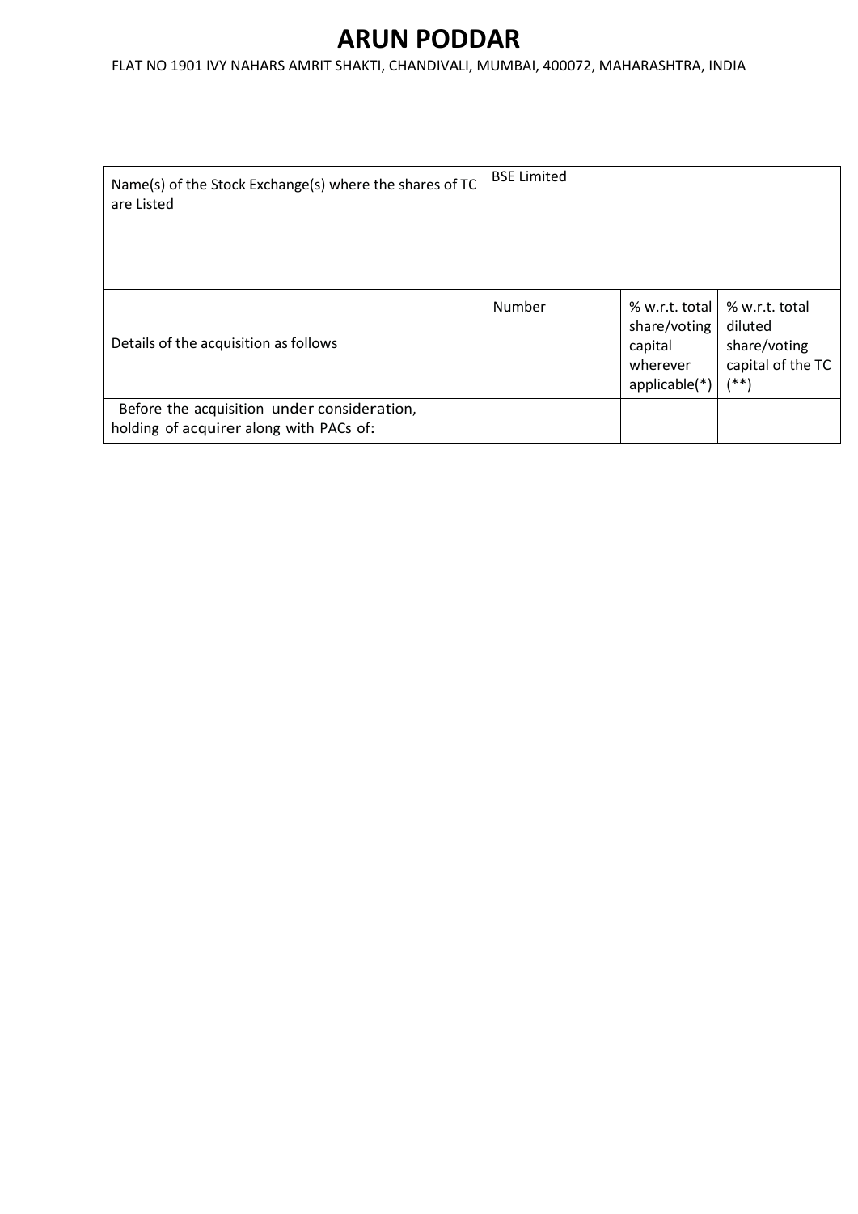# ARUN PODDAR

FLAT NO 1901 IVY NAHARS AMRIT SHAKTI, CHANDIVALI, MUMBAI, 400072, MAHARASHTRA, INDIA

| Name(s) of the Stock Exchange(s) where the shares of TC are Listed | BSE Limited | | |
|---|---|---|---|
| Details of the acquisition as follows | Number | % w.r.t. total share/voting capital wherever applicable(*) | % w.r.t. total diluted share/voting capital of the TC (**) |
| Before the acquisition under consideration, holding of acquirer along with PACs of: | | | |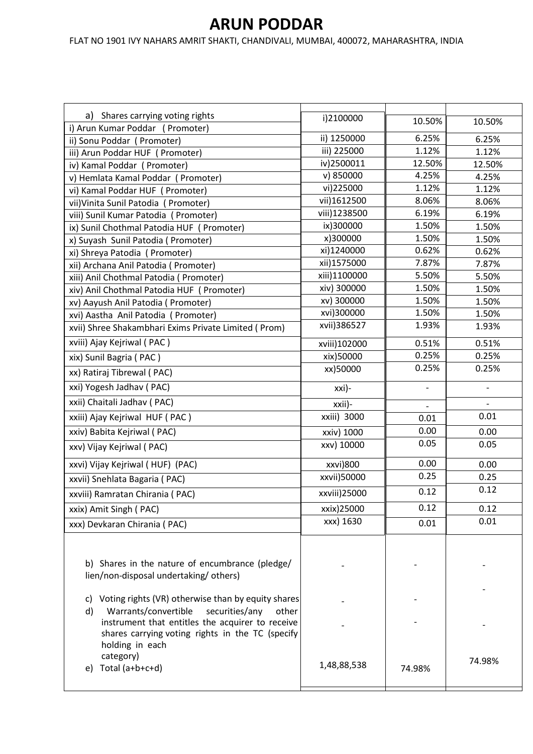# ARUN PODDAR

FLAT NO 1901 IVY NAHARS AMRIT SHAKTI, CHANDIVALI, MUMBAI, 400072, MAHARASHTRA, INDIA

| | | | |
|---|---|---|---|
| a) Shares carrying voting rights | | | |
| i) Arun Kumar Poddar ( Promoter) | i)2100000 | 10.50% | 10.50% |
| ii) Sonu Poddar ( Promoter) | ii) 1250000 | 6.25% | 6.25% |
| iii) Arun Poddar HUF ( Promoter) | iii) 225000 | 1.12% | 1.12% |
| iv) Kamal Poddar ( Promoter) | iv)2500011 | 12.50% | 12.50% |
| v) Hemlata Kamal Poddar ( Promoter) | v) 850000 | 4.25% | 4.25% |
| vi) Kamal Poddar HUF ( Promoter) | vi)225000 | 1.12% | 1.12% |
| vii)Vinita Sunil Patodia ( Promoter) | vii)1612500 | 8.06% | 8.06% |
| viii) Sunil Kumar Patodia ( Promoter) | viii)1238500 | 6.19% | 6.19% |
| ix) Sunil Chothmal Patodia HUF ( Promoter) | ix)300000 | 1.50% | 1.50% |
| x) Suyash Sunil Patodia ( Promoter) | x)300000 | 1.50% | 1.50% |
| xi) Shreya Patodia ( Promoter) | xi)1240000 | 0.62% | 0.62% |
| xii) Archana Anil Patodia ( Promoter) | xii)1575000 | 7.87% | 7.87% |
| xiii) Anil Chothmal Patodia ( Promoter) | xiii)1100000 | 5.50% | 5.50% |
| xiv) Anil Chothmal Patodia HUF ( Promoter) | xiv) 300000 | 1.50% | 1.50% |
| xv) Aayush Anil Patodia ( Promoter) | xv) 300000 | 1.50% | 1.50% |
| xvi) Aastha Anil Patodia ( Promoter) | xvi)300000 | 1.50% | 1.50% |
| xvii) Shree Shakambhari Exims Private Limited ( Prom) | xvii)386527 | 1.93% | 1.93% |
| xviii) Ajay Kejriwal ( PAC ) | xviii)102000 | 0.51% | 0.51% |
| xix) Sunil Bagria ( PAC ) | xix)50000 | 0.25% | 0.25% |
| xx) Ratiraj Tibrewal ( PAC) | xx)50000 | 0.25% | 0.25% |
| xxi) Yogesh Jadhav ( PAC) | xxi)- | - | - |
| xxii) Chaitali Jadhav ( PAC) | xxii)- | - | - |
| xxiii) Ajay Kejriwal HUF ( PAC ) | xxiii) 3000 | 0.01 | 0.01 |
| xxiv) Babita Kejriwal ( PAC) | xxiv) 1000 | 0.00 | 0.00 |
| xxv) Vijay Kejriwal ( PAC) | xxv) 10000 | 0.05 | 0.05 |
| xxvi) Vijay Kejriwal ( HUF) (PAC) | xxvi)800 | 0.00 | 0.00 |
| xxvii) Snehlata Bagaria ( PAC) | xxvii)50000 | 0.25 | 0.25 |
| xxviii) Ramratan Chirania ( PAC) | xxviii)25000 | 0.12 | 0.12 |
| xxix) Amit Singh ( PAC) | xxix)25000 | 0.12 | 0.12 |
| xxx) Devkaran Chirania ( PAC) | xxx) 1630 | 0.01 | 0.01 |
| b) Shares in the nature of encumbrance (pledge/ lien/non-disposal undertaking/ others) | - | - | - |
| c) Voting rights (VR) otherwise than by equity shares | - | - | - |
| d) Warrants/convertible securities/any other instrument that entitles the acquirer to receive shares carrying voting rights in the TC (specify holding in each category) | - | - | - |
| e) Total (a+b+c+d) | 1,48,88,538 | 74.98% | 74.98% |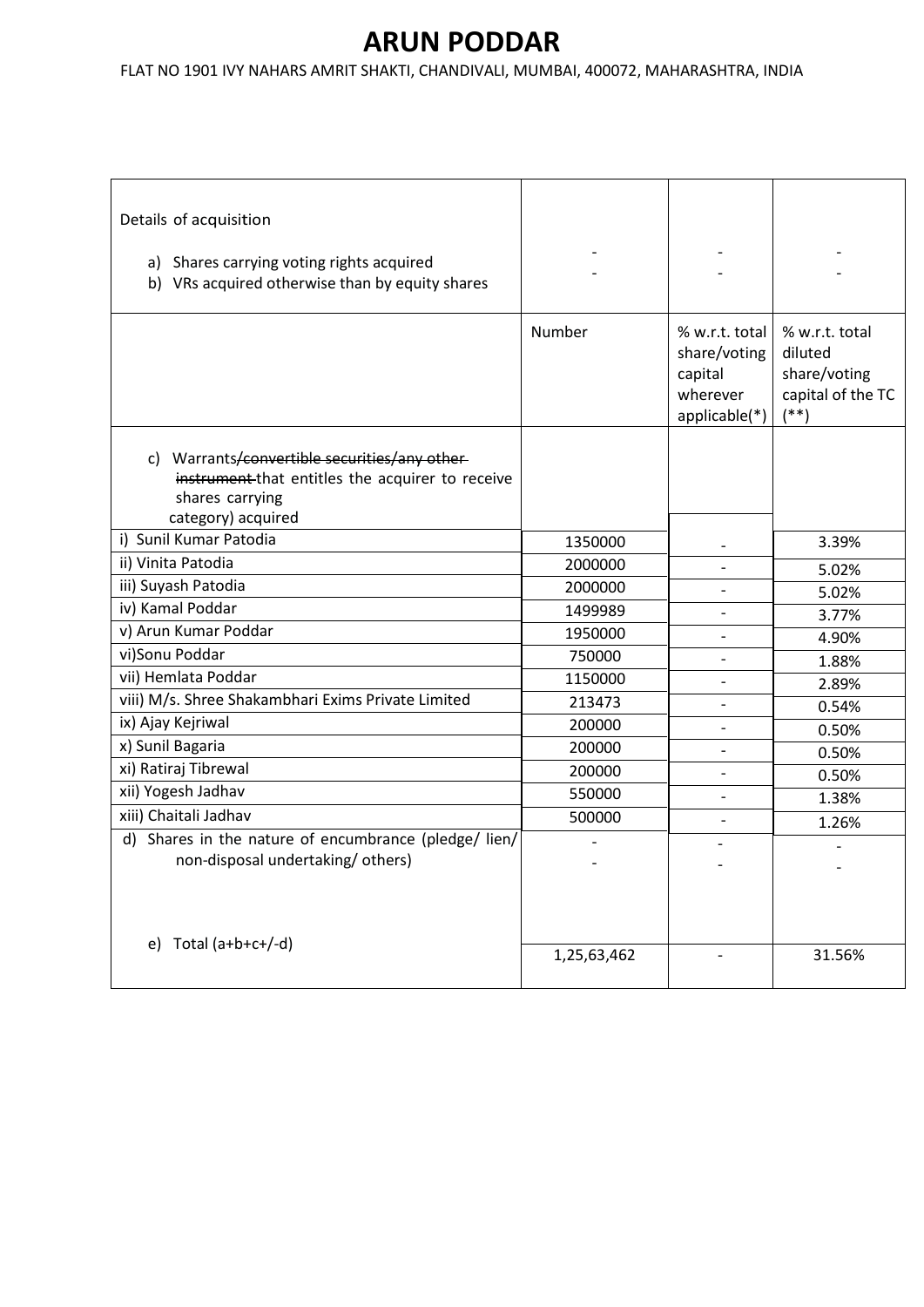# ARUN PODDAR

FLAT NO 1901 IVY NAHARS AMRIT SHAKTI, CHANDIVALI, MUMBAI, 400072, MAHARASHTRA, INDIA

| Details of acquisition<br><br>a) Shares carrying voting rights acquired<br>b) VRs acquired otherwise than by equity shares | -<br>- | -<br>- | -<br>- |
|---|---|---|---|
| | Number | % w.r.t. total share/voting capital wherever applicable(*) | % w.r.t. total diluted share/voting capital of the TC (**) |
| c) Warrants~~/convertible securities/any other instrument~~ that entitles the acquirer to receive shares carrying category) acquired | | | |
| i) Sunil Kumar Patodia | 1350000 | - | 3.39% |
| ii) Vinita Patodia | 2000000 | - | 5.02% |
| iii) Suyash Patodia | 2000000 | - | 5.02% |
| iv) Kamal Poddar | 1499989 | - | 3.77% |
| v) Arun Kumar Poddar | 1950000 | - | 4.90% |
| vi)Sonu Poddar | 750000 | - | 1.88% |
| vii) Hemlata Poddar | 1150000 | - | 2.89% |
| viii) M/s. Shree Shakambhari Exims Private Limited | 213473 | - | 0.54% |
| ix) Ajay Kejriwal | 200000 | - | 0.50% |
| x) Sunil Bagaria | 200000 | - | 0.50% |
| xi) Ratiraj Tibrewal | 200000 | - | 0.50% |
| xii) Yogesh Jadhav | 550000 | - | 1.38% |
| xiii) Chaitali Jadhav | 500000 | - | 1.26% |
| d) Shares in the nature of encumbrance (pledge/ lien/ non-disposal undertaking/ others) | -<br>- | -<br>- | -<br>- |
| e) Total (a+b+c+/-d) | 1,25,63,462 | - | 31.56% |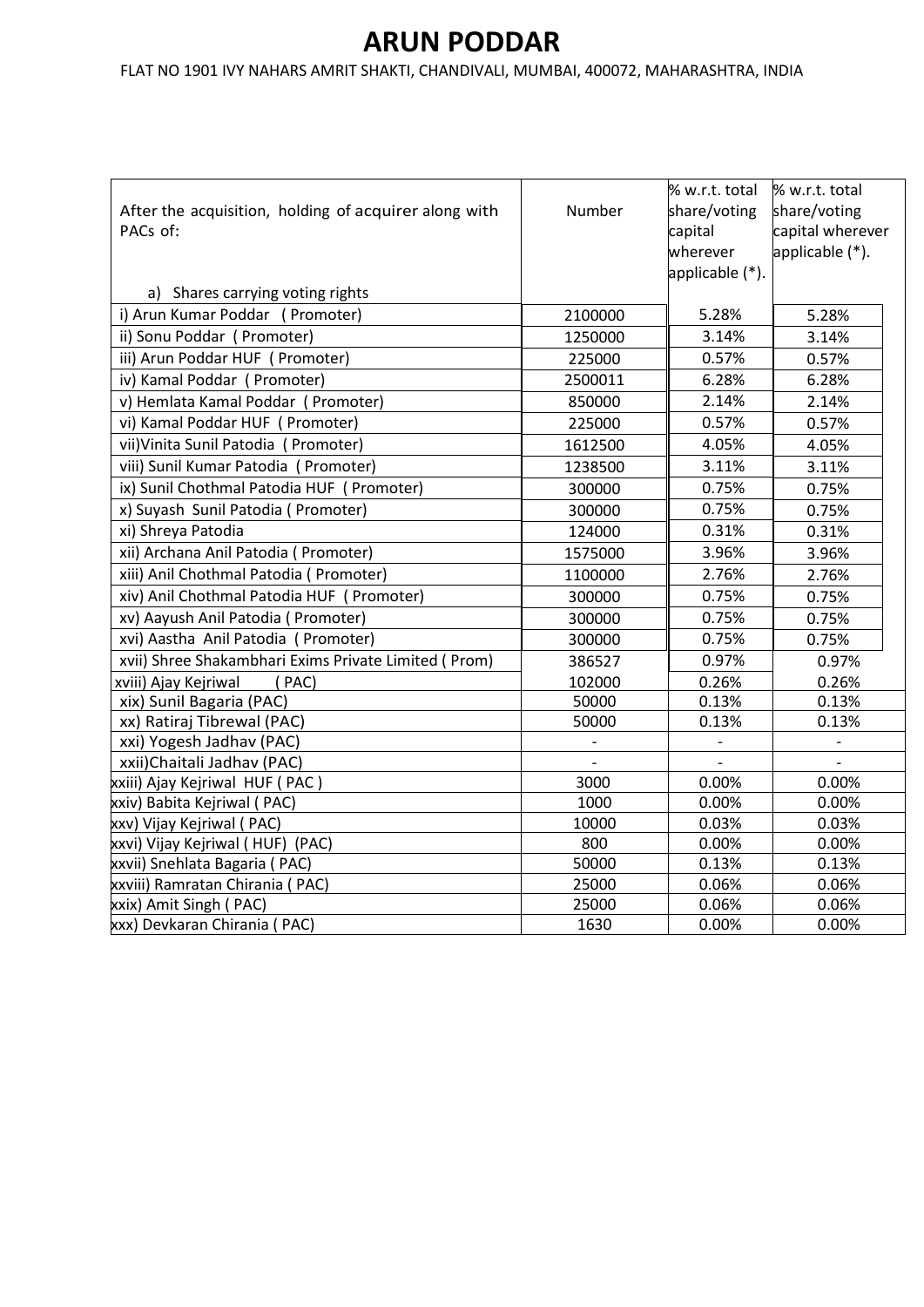# ARUN PODDAR

FLAT NO 1901 IVY NAHARS AMRIT SHAKTI, CHANDIVALI, MUMBAI, 400072, MAHARASHTRA, INDIA

| After the acquisition, holding of acquirer along with PACs of:<br><br>a) Shares carrying voting rights | Number | % w.r.t. total share/voting capital wherever applicable (*). | % w.r.t. total share/voting capital wherever applicable (*). |
|---|---|---|---|
| i) Arun Kumar Poddar ( Promoter) | 2100000 | 5.28% | 5.28% |
| ii) Sonu Poddar ( Promoter) | 1250000 | 3.14% | 3.14% |
| iii) Arun Poddar HUF ( Promoter) | 225000 | 0.57% | 0.57% |
| iv) Kamal Poddar ( Promoter) | 2500011 | 6.28% | 6.28% |
| v) Hemlata Kamal Poddar ( Promoter) | 850000 | 2.14% | 2.14% |
| vi) Kamal Poddar HUF ( Promoter) | 225000 | 0.57% | 0.57% |
| vii)Vinita Sunil Patodia ( Promoter) | 1612500 | 4.05% | 4.05% |
| viii) Sunil Kumar Patodia ( Promoter) | 1238500 | 3.11% | 3.11% |
| ix) Sunil Chothmal Patodia HUF ( Promoter) | 300000 | 0.75% | 0.75% |
| x) Suyash Sunil Patodia ( Promoter) | 300000 | 0.75% | 0.75% |
| xi) Shreya Patodia | 124000 | 0.31% | 0.31% |
| xii) Archana Anil Patodia ( Promoter) | 1575000 | 3.96% | 3.96% |
| xiii) Anil Chothmal Patodia ( Promoter) | 1100000 | 2.76% | 2.76% |
| xiv) Anil Chothmal Patodia HUF ( Promoter) | 300000 | 0.75% | 0.75% |
| xv) Aayush Anil Patodia ( Promoter) | 300000 | 0.75% | 0.75% |
| xvi) Aastha Anil Patodia ( Promoter) | 300000 | 0.75% | 0.75% |
| xvii) Shree Shakambhari Exims Private Limited ( Prom) | 386527 | 0.97% | 0.97% |
| xviii) Ajay Kejriwal ( PAC) | 102000 | 0.26% | 0.26% |
| xix) Sunil Bagaria (PAC) | 50000 | 0.13% | 0.13% |
| xx) Ratiraj Tibrewal (PAC) | 50000 | 0.13% | 0.13% |
| xxi) Yogesh Jadhav (PAC) | - | - | - |
| xxii)Chaitali Jadhav (PAC) | - | - | - |
| xxiii) Ajay Kejriwal HUF ( PAC ) | 3000 | 0.00% | 0.00% |
| xxiv) Babita Kejriwal ( PAC) | 1000 | 0.00% | 0.00% |
| xxv) Vijay Kejriwal ( PAC) | 10000 | 0.03% | 0.03% |
| xxvi) Vijay Kejriwal ( HUF) (PAC) | 800 | 0.00% | 0.00% |
| xxvii) Snehlata Bagaria ( PAC) | 50000 | 0.13% | 0.13% |
| xxviii) Ramratan Chirania ( PAC) | 25000 | 0.06% | 0.06% |
| xxix) Amit Singh ( PAC) | 25000 | 0.06% | 0.06% |
| xxx) Devkaran Chirania ( PAC) | 1630 | 0.00% | 0.00% |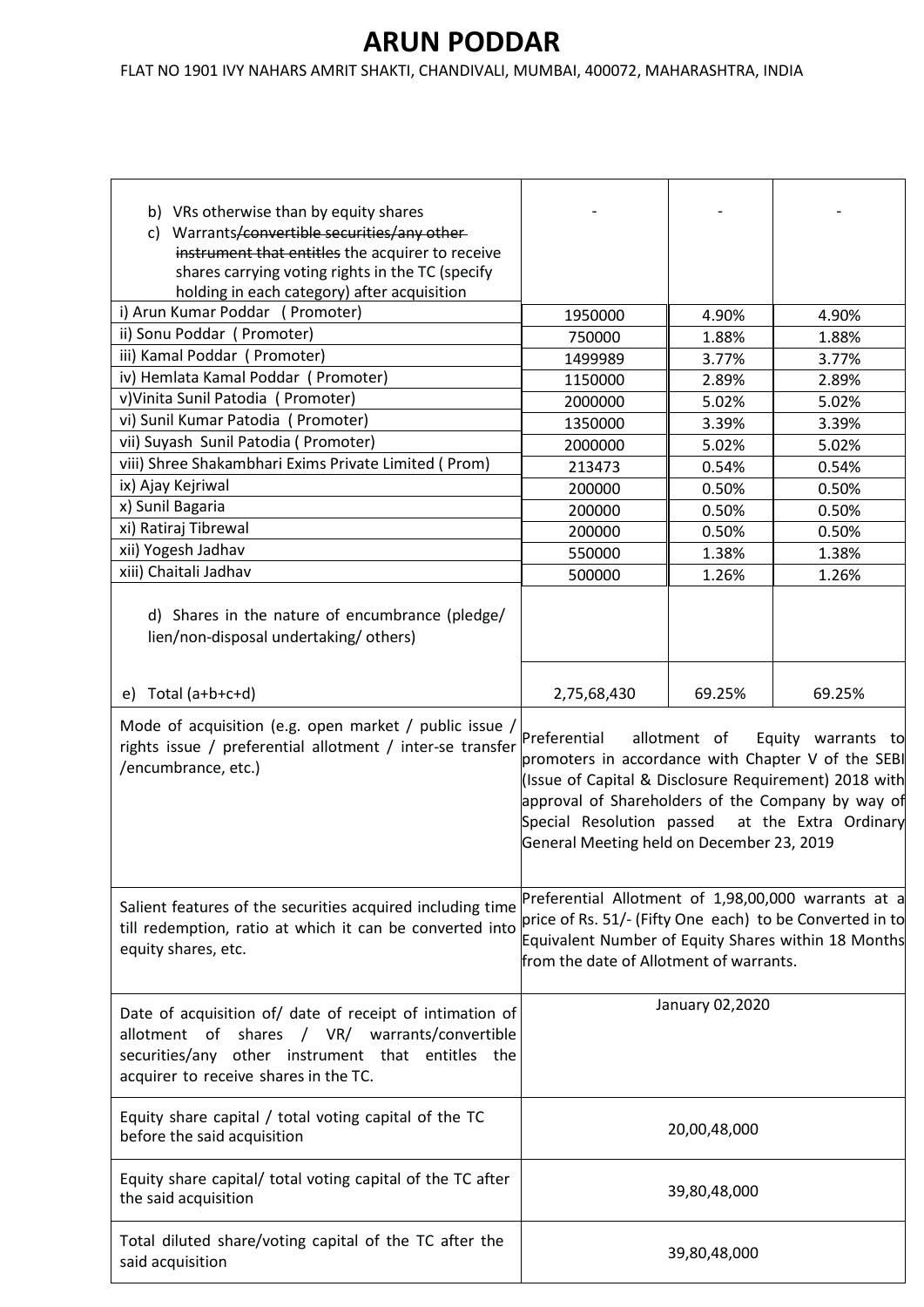# ARUN PODDAR

FLAT NO 1901 IVY NAHARS AMRIT SHAKTI, CHANDIVALI, MUMBAI, 400072, MAHARASHTRA, INDIA

| | | | |
|---|---|---|---|
| b) VRs otherwise than by equity shares<br>c) Warrants~~/convertible securities/any other instrument that entitles~~ the acquirer to receive shares carrying voting rights in the TC (specify holding in each category) after acquisition | - | - | - |
| i) Arun Kumar Poddar ( Promoter) | 1950000 | 4.90% | 4.90% |
| ii) Sonu Poddar ( Promoter) | 750000 | 1.88% | 1.88% |
| iii) Kamal Poddar ( Promoter) | 1499989 | 3.77% | 3.77% |
| iv) Hemlata Kamal Poddar ( Promoter) | 1150000 | 2.89% | 2.89% |
| v)Vinita Sunil Patodia ( Promoter) | 2000000 | 5.02% | 5.02% |
| vi) Sunil Kumar Patodia ( Promoter) | 1350000 | 3.39% | 3.39% |
| vii) Suyash Sunil Patodia ( Promoter) | 2000000 | 5.02% | 5.02% |
| viii) Shree Shakambhari Exims Private Limited ( Prom) | 213473 | 0.54% | 0.54% |
| ix) Ajay Kejriwal | 200000 | 0.50% | 0.50% |
| x) Sunil Bagaria | 200000 | 0.50% | 0.50% |
| xi) Ratiraj Tibrewal | 200000 | 0.50% | 0.50% |
| xii) Yogesh Jadhav | 550000 | 1.38% | 1.38% |
| xiii) Chaitali Jadhav | 500000 | 1.26% | 1.26% |
| d) Shares in the nature of encumbrance (pledge/ lien/non-disposal undertaking/ others) | | | |
| e) Total (a+b+c+d) | 2,75,68,430 | 69.25% | 69.25% |
| Mode of acquisition (e.g. open market / public issue / rights issue / preferential allotment / inter-se transfer /encumbrance, etc.) | Preferential allotment of Equity warrants to promoters in accordance with Chapter V of the SEBI (Issue of Capital & Disclosure Requirement) 2018 with approval of Shareholders of the Company by way of Special Resolution passed at the Extra Ordinary General Meeting held on December 23, 2019 | | |
| Salient features of the securities acquired including time till redemption, ratio at which it can be converted into equity shares, etc. | Preferential Allotment of 1,98,00,000 warrants at a price of Rs. 51/- (Fifty One each) to be Converted in to Equivalent Number of Equity Shares within 18 Months from the date of Allotment of warrants. | | |
| Date of acquisition of/ date of receipt of intimation of allotment of shares / VR/ warrants/convertible securities/any other instrument that entitles the acquirer to receive shares in the TC. | January 02,2020 | | |
| Equity share capital / total voting capital of the TC before the said acquisition | 20,00,48,000 | | |
| Equity share capital/ total voting capital of the TC after the said acquisition | 39,80,48,000 | | |
| Total diluted share/voting capital of the TC after the said acquisition | 39,80,48,000 | | |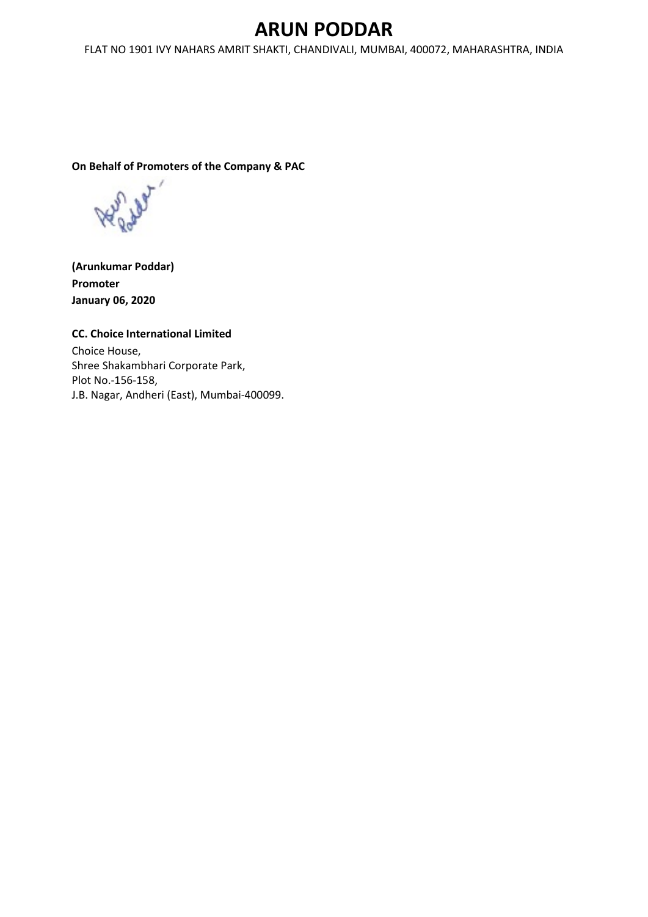# ARUN PODDAR

FLAT NO 1901 IVY NAHARS AMRIT SHAKTI, CHANDIVALI, MUMBAI, 400072, MAHARASHTRA, INDIA

**On Behalf of Promoters of the Company & PAC**

**(Arunkumar Poddar)**
**Promoter**
**January 06, 2020**

**CC. Choice International Limited**
Choice House,
Shree Shakambhari Corporate Park,
Plot No.-156-158,
J.B. Nagar, Andheri (East), Mumbai-400099.